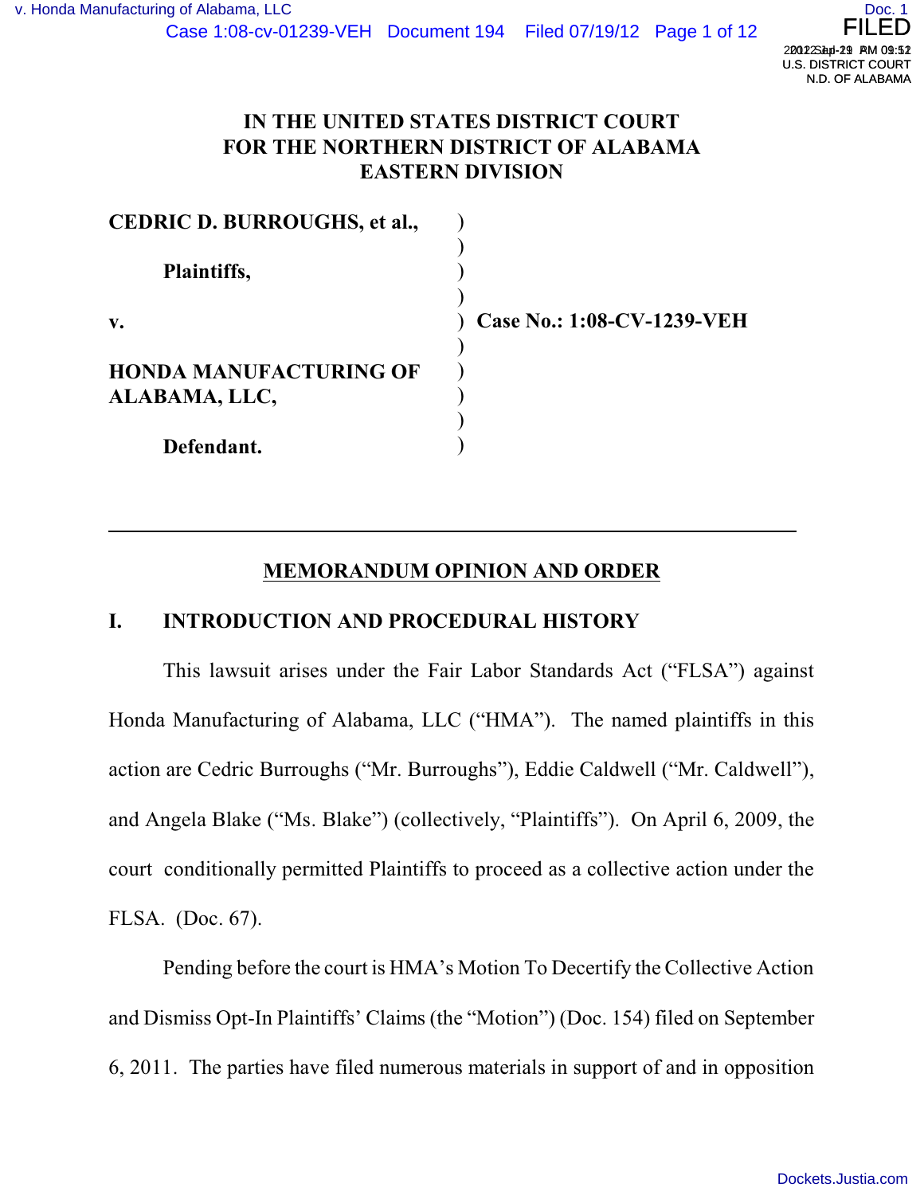# IN THE UNITED STATES DISTRICT COURT FOR THE NORTHERN DISTRICT OF ALABAMA EASTERN DIVISION

**CEDRIC D. BURROUGHS, et al.,**

**Plaintiffs,**

**v.**

**HONDA MANUFACTURING OF ALABAMA, LLC,**

**Defendant.**

**Case No.: 1:08-CV-1239-VEH**

---

## MEMORANDUM OPINION AND ORDER

## I. INTRODUCTION AND PROCEDURAL HISTORY

This lawsuit arises under the Fair Labor Standards Act ("FLSA") against Honda Manufacturing of Alabama, LLC ("HMA"). The named plaintiffs in this action are Cedric Burroughs ("Mr. Burroughs"), Eddie Caldwell ("Mr. Caldwell"), and Angela Blake ("Ms. Blake") (collectively, "Plaintiffs"). On April 6, 2009, the court conditionally permitted Plaintiffs to proceed as a collective action under the FLSA. (Doc. 67).

Pending before the court is HMA's Motion To Decertify the Collective Action and Dismiss Opt-In Plaintiffs' Claims (the "Motion") (Doc. 154) filed on September 6, 2011. The parties have filed numerous materials in support of and in opposition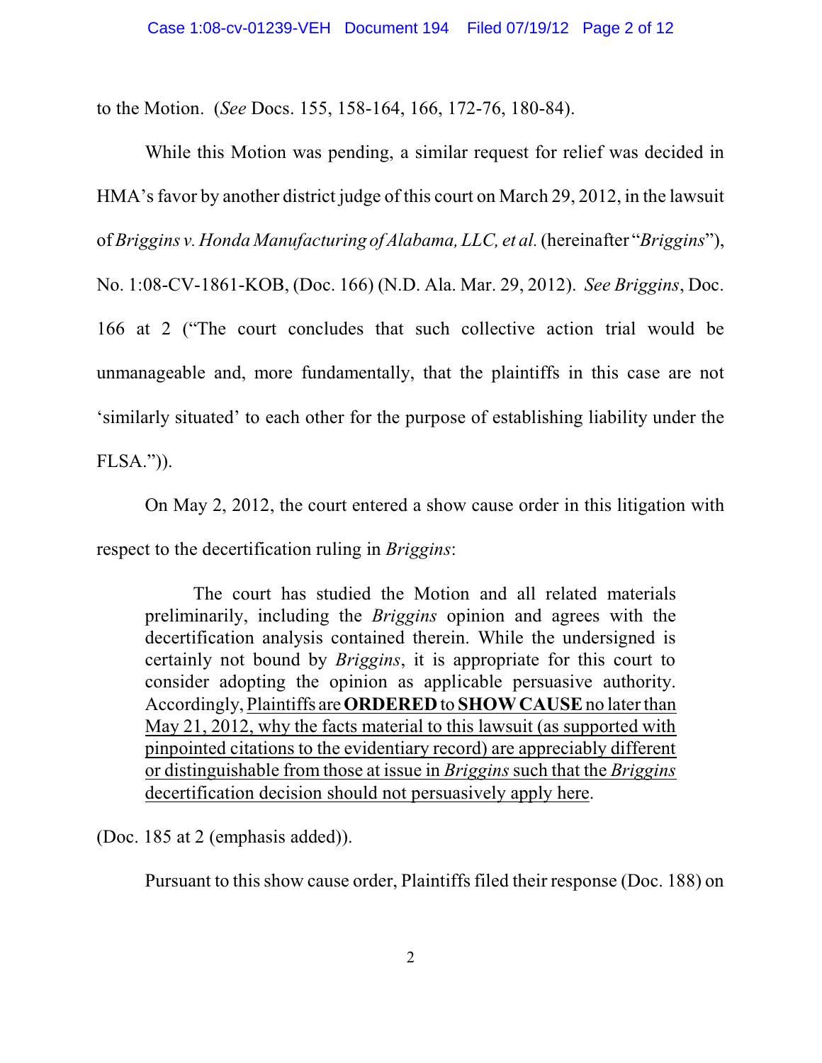to the Motion. (*See* Docs. 155, 158-164, 166, 172-76, 180-84).

While this Motion was pending, a similar request for relief was decided in HMA's favor by another district judge of this court on March 29, 2012, in the lawsuit of *Briggins v. Honda Manufacturing of Alabama, LLC, et al.* (hereinafter "*Briggins*"), No. 1:08-CV-1861-KOB, (Doc. 166) (N.D. Ala. Mar. 29, 2012). *See Briggins*, Doc. 166 at 2 ("The court concludes that such collective action trial would be unmanageable and, more fundamentally, that the plaintiffs in this case are not 'similarly situated' to each other for the purpose of establishing liability under the FLSA.")).

On May 2, 2012, the court entered a show cause order in this litigation with respect to the decertification ruling in *Briggins*:

> The court has studied the Motion and all related materials preliminarily, including the *Briggins* opinion and agrees with the decertification analysis contained therein. While the undersigned is certainly not bound by *Briggins*, it is appropriate for this court to consider adopting the opinion as applicable persuasive authority. Accordingly, <u>Plaintiffs are **ORDERED** to **SHOW CAUSE** no later than May 21, 2012, why the facts material to this lawsuit (as supported with pinpointed citations to the evidentiary record) are appreciably different or distinguishable from those at issue in *Briggins* such that the *Briggins* decertification decision should not persuasively apply here</u>.

(Doc. 185 at 2 (emphasis added)).

Pursuant to this show cause order, Plaintiffs filed their response (Doc. 188) on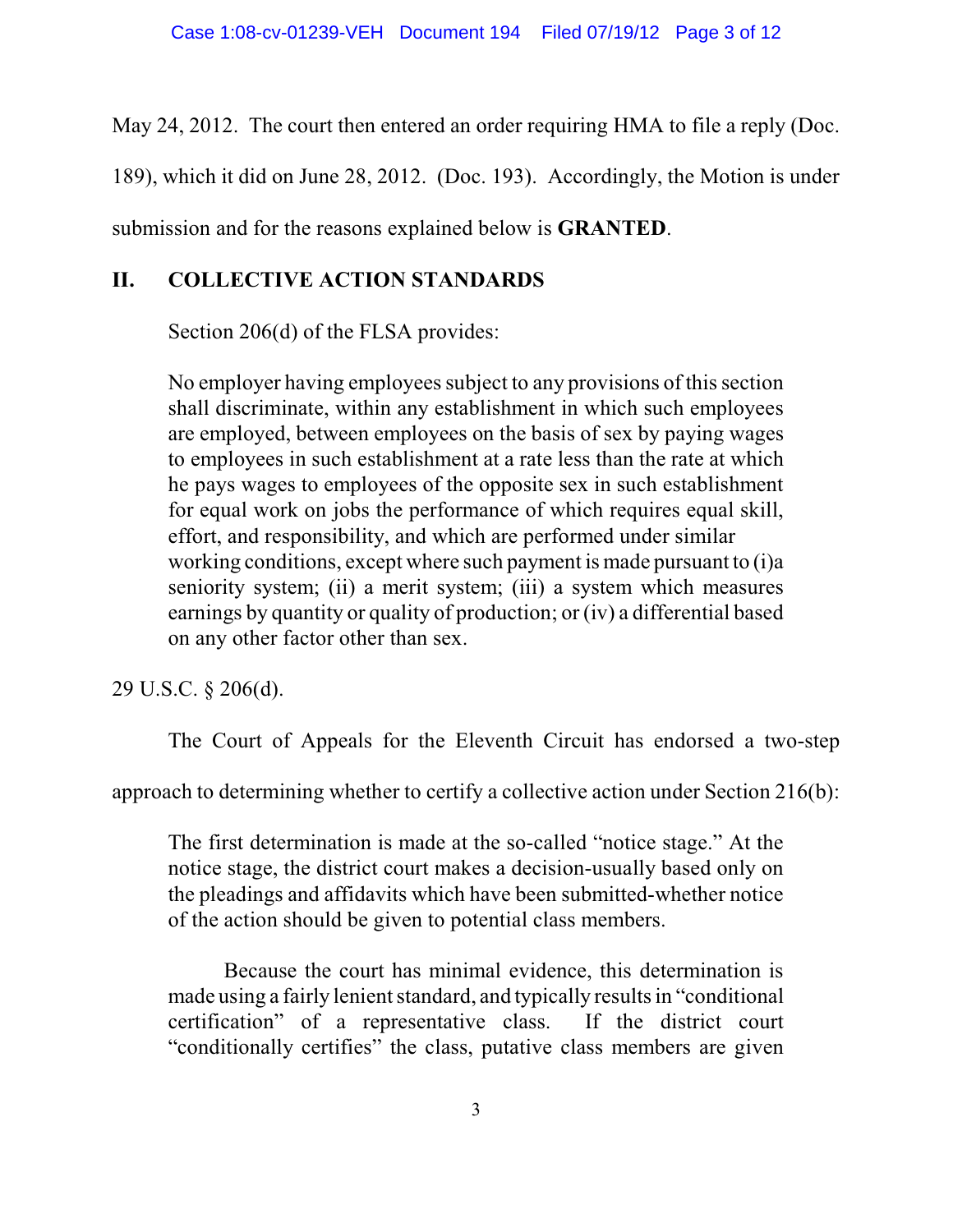May 24, 2012. The court then entered an order requiring HMA to file a reply (Doc. 189), which it did on June 28, 2012. (Doc. 193). Accordingly, the Motion is under submission and for the reasons explained below is **GRANTED**.

## II. COLLECTIVE ACTION STANDARDS

Section 206(d) of the FLSA provides:

> No employer having employees subject to any provisions of this section shall discriminate, within any establishment in which such employees are employed, between employees on the basis of sex by paying wages to employees in such establishment at a rate less than the rate at which he pays wages to employees of the opposite sex in such establishment for equal work on jobs the performance of which requires equal skill, effort, and responsibility, and which are performed under similar working conditions, except where such payment is made pursuant to (i)a seniority system; (ii) a merit system; (iii) a system which measures earnings by quantity or quality of production; or (iv) a differential based on any other factor other than sex.

29 U.S.C. § 206(d).

The Court of Appeals for the Eleventh Circuit has endorsed a two-step approach to determining whether to certify a collective action under Section 216(b):

> The first determination is made at the so-called "notice stage." At the notice stage, the district court makes a decision-usually based only on the pleadings and affidavits which have been submitted-whether notice of the action should be given to potential class members.
>
> Because the court has minimal evidence, this determination is made using a fairly lenient standard, and typically results in "conditional certification" of a representative class. If the district court "conditionally certifies" the class, putative class members are given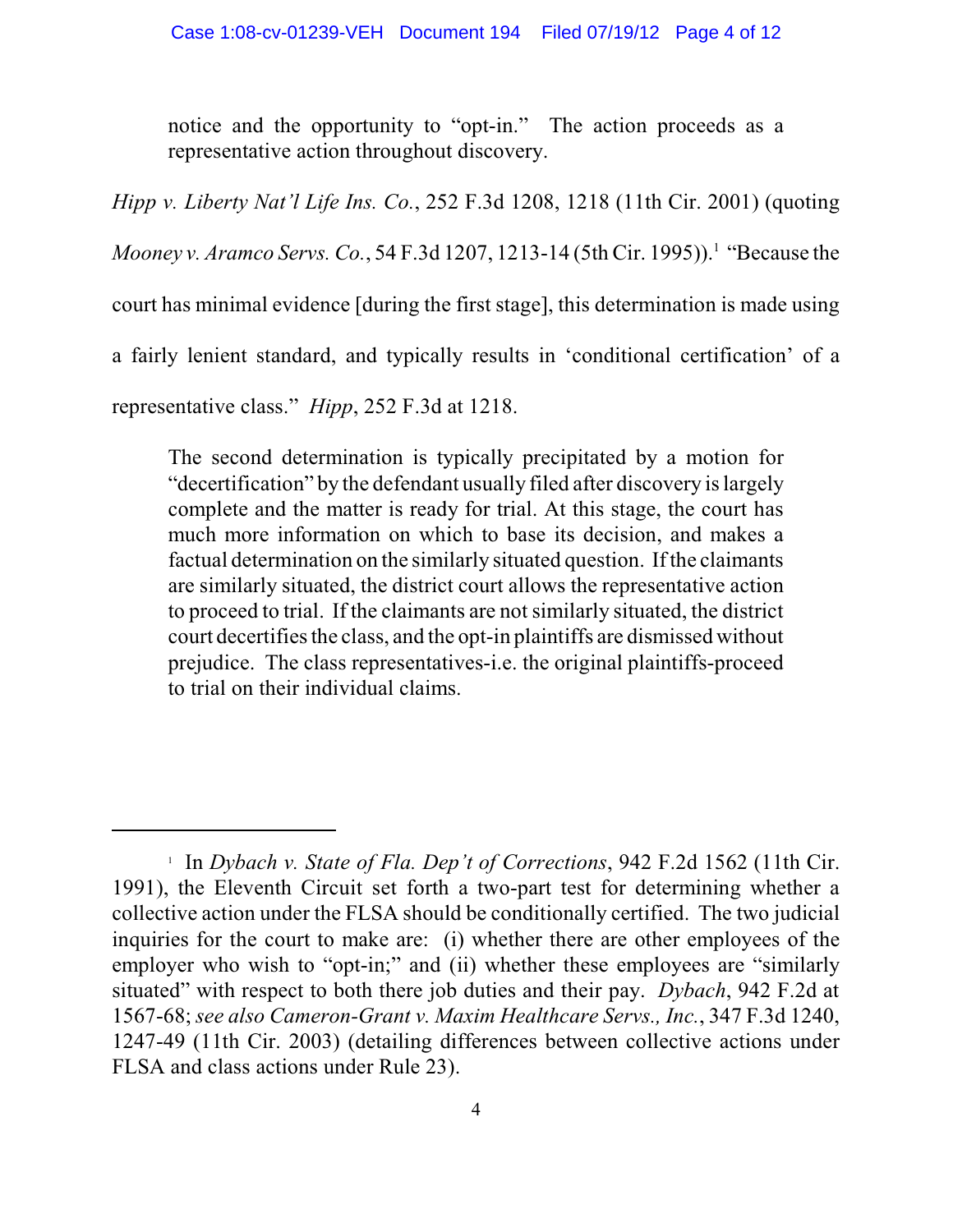> notice and the opportunity to "opt-in." The action proceeds as a representative action throughout discovery.

*Hipp v. Liberty Nat'l Life Ins. Co.*, 252 F.3d 1208, 1218 (11th Cir. 2001) (quoting *Mooney v. Aramco Servs. Co.*, 54 F.3d 1207, 1213-14 (5th Cir. 1995)).[1] "Because the court has minimal evidence [during the first stage], this determination is made using a fairly lenient standard, and typically results in 'conditional certification' of a representative class." *Hipp*, 252 F.3d at 1218.

> The second determination is typically precipitated by a motion for "decertification" by the defendant usually filed after discovery is largely complete and the matter is ready for trial. At this stage, the court has much more information on which to base its decision, and makes a factual determination on the similarly situated question. If the claimants are similarly situated, the district court allows the representative action to proceed to trial. If the claimants are not similarly situated, the district court decertifies the class, and the opt-in plaintiffs are dismissed without prejudice. The class representatives-i.e. the original plaintiffs-proceed to trial on their individual claims.

---

[1] In *Dybach v. State of Fla. Dep't of Corrections*, 942 F.2d 1562 (11th Cir. 1991), the Eleventh Circuit set forth a two-part test for determining whether a collective action under the FLSA should be conditionally certified. The two judicial inquiries for the court to make are: (i) whether there are other employees of the employer who wish to "opt-in;" and (ii) whether these employees are "similarly situated" with respect to both there job duties and their pay. *Dybach*, 942 F.2d at 1567-68; *see also Cameron-Grant v. Maxim Healthcare Servs., Inc.*, 347 F.3d 1240, 1247-49 (11th Cir. 2003) (detailing differences between collective actions under FLSA and class actions under Rule 23).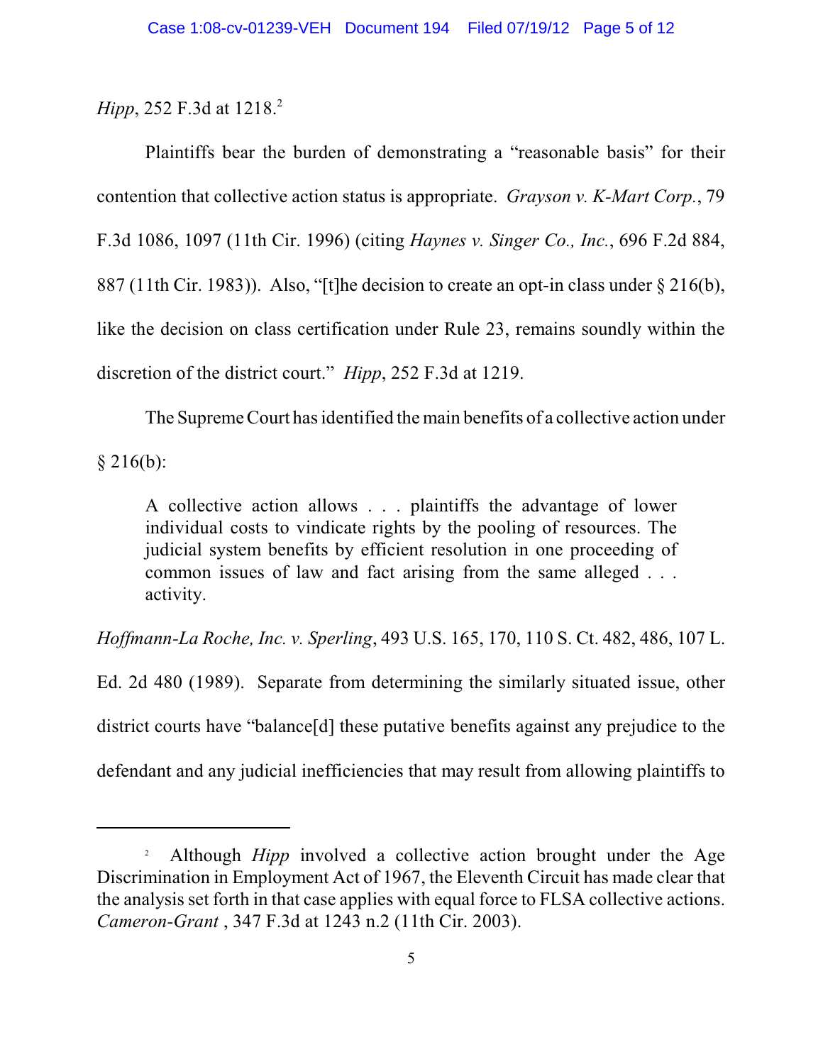*Hipp*, 252 F.3d at 1218.[2]

Plaintiffs bear the burden of demonstrating a "reasonable basis" for their contention that collective action status is appropriate. *Grayson v. K-Mart Corp.*, 79 F.3d 1086, 1097 (11th Cir. 1996) (citing *Haynes v. Singer Co., Inc.*, 696 F.2d 884, 887 (11th Cir. 1983)). Also, "[t]he decision to create an opt-in class under § 216(b), like the decision on class certification under Rule 23, remains soundly within the discretion of the district court." *Hipp*, 252 F.3d at 1219.

The Supreme Court has identified the main benefits of a collective action under § 216(b):

> A collective action allows . . . plaintiffs the advantage of lower individual costs to vindicate rights by the pooling of resources. The judicial system benefits by efficient resolution in one proceeding of common issues of law and fact arising from the same alleged . . . activity.

*Hoffmann-La Roche, Inc. v. Sperling*, 493 U.S. 165, 170, 110 S. Ct. 482, 486, 107 L. Ed. 2d 480 (1989). Separate from determining the similarly situated issue, other district courts have "balance[d] these putative benefits against any prejudice to the defendant and any judicial inefficiencies that may result from allowing plaintiffs to

---

[2] Although *Hipp* involved a collective action brought under the Age Discrimination in Employment Act of 1967, the Eleventh Circuit has made clear that the analysis set forth in that case applies with equal force to FLSA collective actions. *Cameron-Grant* , 347 F.3d at 1243 n.2 (11th Cir. 2003).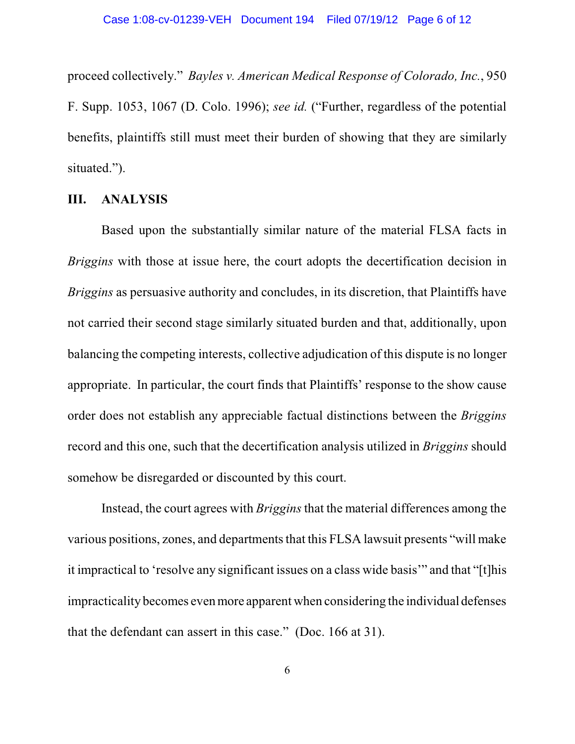proceed collectively." *Bayles v. American Medical Response of Colorado, Inc.*, 950 F. Supp. 1053, 1067 (D. Colo. 1996); *see id.* ("Further, regardless of the potential benefits, plaintiffs still must meet their burden of showing that they are similarly situated.").

## III. ANALYSIS

Based upon the substantially similar nature of the material FLSA facts in *Briggins* with those at issue here, the court adopts the decertification decision in *Briggins* as persuasive authority and concludes, in its discretion, that Plaintiffs have not carried their second stage similarly situated burden and that, additionally, upon balancing the competing interests, collective adjudication of this dispute is no longer appropriate. In particular, the court finds that Plaintiffs' response to the show cause order does not establish any appreciable factual distinctions between the *Briggins* record and this one, such that the decertification analysis utilized in *Briggins* should somehow be disregarded or discounted by this court.

Instead, the court agrees with *Briggins* that the material differences among the various positions, zones, and departments that this FLSA lawsuit presents "will make it impractical to 'resolve any significant issues on a class wide basis'" and that "[t]his impracticality becomes even more apparent when considering the individual defenses that the defendant can assert in this case." (Doc. 166 at 31).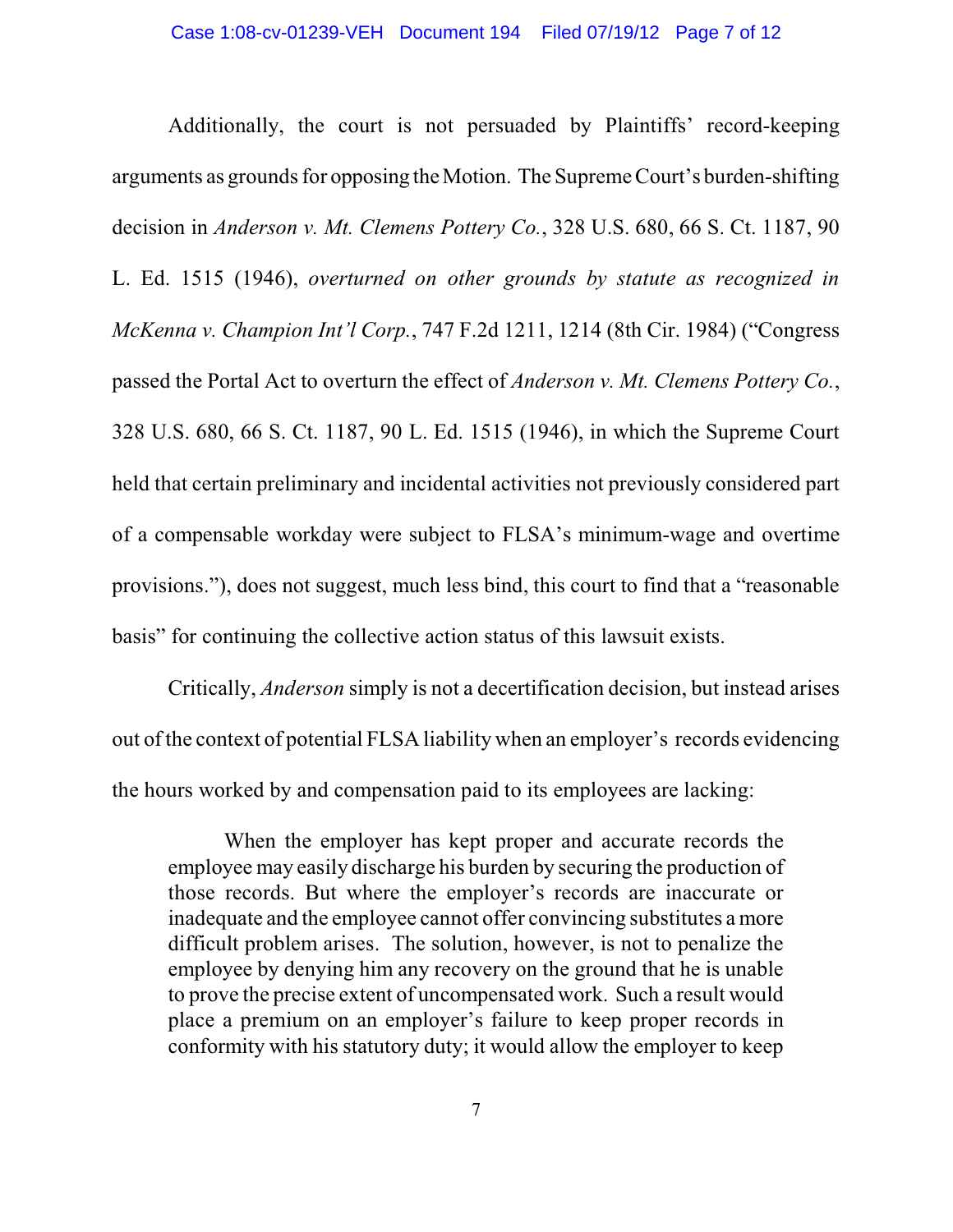Additionally, the court is not persuaded by Plaintiffs' record-keeping arguments as grounds for opposing the Motion. The Supreme Court's burden-shifting decision in *Anderson v. Mt. Clemens Pottery Co.*, 328 U.S. 680, 66 S. Ct. 1187, 90 L. Ed. 1515 (1946), *overturned on other grounds by statute as recognized in McKenna v. Champion Int'l Corp.*, 747 F.2d 1211, 1214 (8th Cir. 1984) ("Congress passed the Portal Act to overturn the effect of *Anderson v. Mt. Clemens Pottery Co.*, 328 U.S. 680, 66 S. Ct. 1187, 90 L. Ed. 1515 (1946), in which the Supreme Court held that certain preliminary and incidental activities not previously considered part of a compensable workday were subject to FLSA's minimum-wage and overtime provisions."), does not suggest, much less bind, this court to find that a "reasonable basis" for continuing the collective action status of this lawsuit exists.

Critically, *Anderson* simply is not a decertification decision, but instead arises out of the context of potential FLSA liability when an employer's records evidencing the hours worked by and compensation paid to its employees are lacking:

> When the employer has kept proper and accurate records the employee may easily discharge his burden by securing the production of those records. But where the employer's records are inaccurate or inadequate and the employee cannot offer convincing substitutes a more difficult problem arises. The solution, however, is not to penalize the employee by denying him any recovery on the ground that he is unable to prove the precise extent of uncompensated work. Such a result would place a premium on an employer's failure to keep proper records in conformity with his statutory duty; it would allow the employer to keep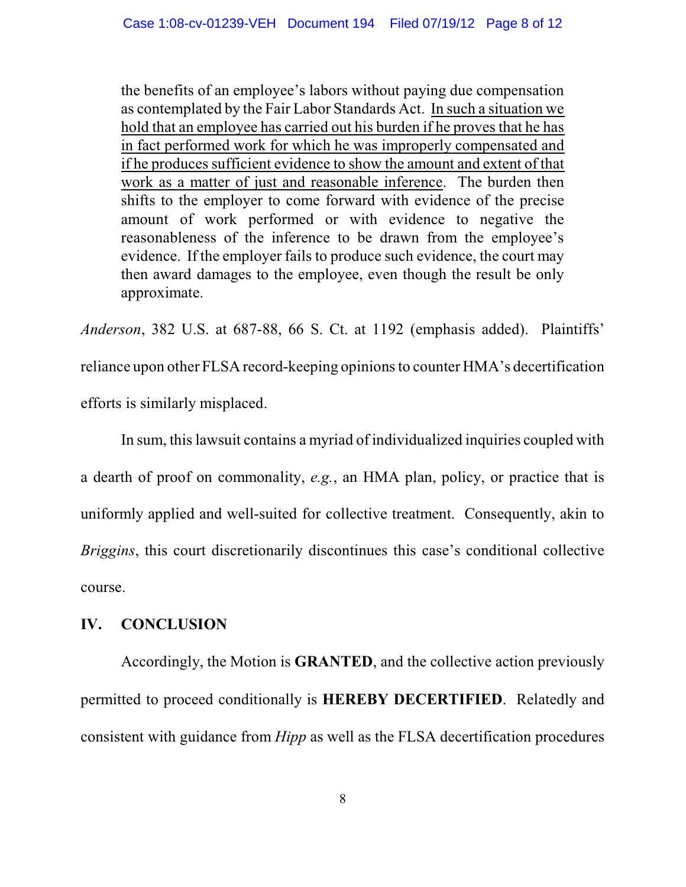> the benefits of an employee's labors without paying due compensation as contemplated by the Fair Labor Standards Act. <u>In such a situation we hold that an employee has carried out his burden if he proves that he has in fact performed work for which he was improperly compensated and if he produces sufficient evidence to show the amount and extent of that work as a matter of just and reasonable inference</u>. The burden then shifts to the employer to come forward with evidence of the precise amount of work performed or with evidence to negative the reasonableness of the inference to be drawn from the employee's evidence. If the employer fails to produce such evidence, the court may then award damages to the employee, even though the result be only approximate.

*Anderson*, 382 U.S. at 687-88, 66 S. Ct. at 1192 (emphasis added). Plaintiffs' reliance upon other FLSA record-keeping opinions to counter HMA's decertification efforts is similarly misplaced.

In sum, this lawsuit contains a myriad of individualized inquiries coupled with a dearth of proof on commonality, *e.g.*, an HMA plan, policy, or practice that is uniformly applied and well-suited for collective treatment. Consequently, akin to *Briggins*, this court discretionarily discontinues this case's conditional collective course.

## IV. CONCLUSION

Accordingly, the Motion is **GRANTED**, and the collective action previously permitted to proceed conditionally is **HEREBY DECERTIFIED**. Relatedly and consistent with guidance from *Hipp* as well as the FLSA decertification procedures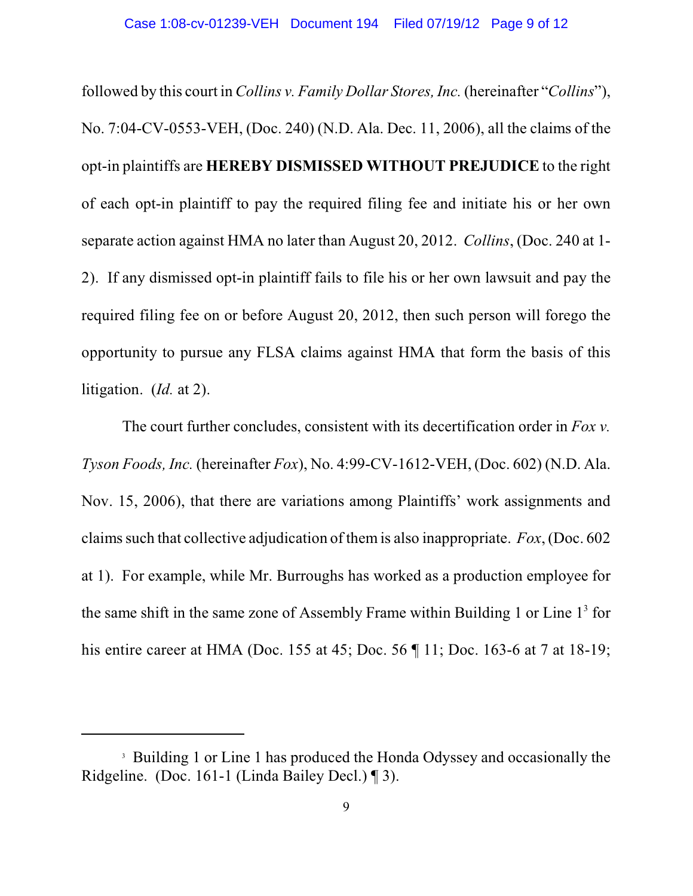followed by this court in *Collins v. Family Dollar Stores, Inc.* (hereinafter "*Collins*"), No. 7:04-CV-0553-VEH, (Doc. 240) (N.D. Ala. Dec. 11, 2006), all the claims of the opt-in plaintiffs are **HEREBY DISMISSED WITHOUT PREJUDICE** to the right of each opt-in plaintiff to pay the required filing fee and initiate his or her own separate action against HMA no later than August 20, 2012. *Collins*, (Doc. 240 at 1-2). If any dismissed opt-in plaintiff fails to file his or her own lawsuit and pay the required filing fee on or before August 20, 2012, then such person will forego the opportunity to pursue any FLSA claims against HMA that form the basis of this litigation. (*Id.* at 2).

The court further concludes, consistent with its decertification order in *Fox v. Tyson Foods, Inc.* (hereinafter *Fox*), No. 4:99-CV-1612-VEH, (Doc. 602) (N.D. Ala. Nov. 15, 2006), that there are variations among Plaintiffs' work assignments and claims such that collective adjudication of them is also inappropriate. *Fox*, (Doc. 602 at 1). For example, while Mr. Burroughs has worked as a production employee for the same shift in the same zone of Assembly Frame within Building 1 or Line 1[3] for his entire career at HMA (Doc. 155 at 45; Doc. 56 ¶ 11; Doc. 163-6 at 7 at 18-19;

---

[3] Building 1 or Line 1 has produced the Honda Odyssey and occasionally the Ridgeline. (Doc. 161-1 (Linda Bailey Decl.) ¶ 3).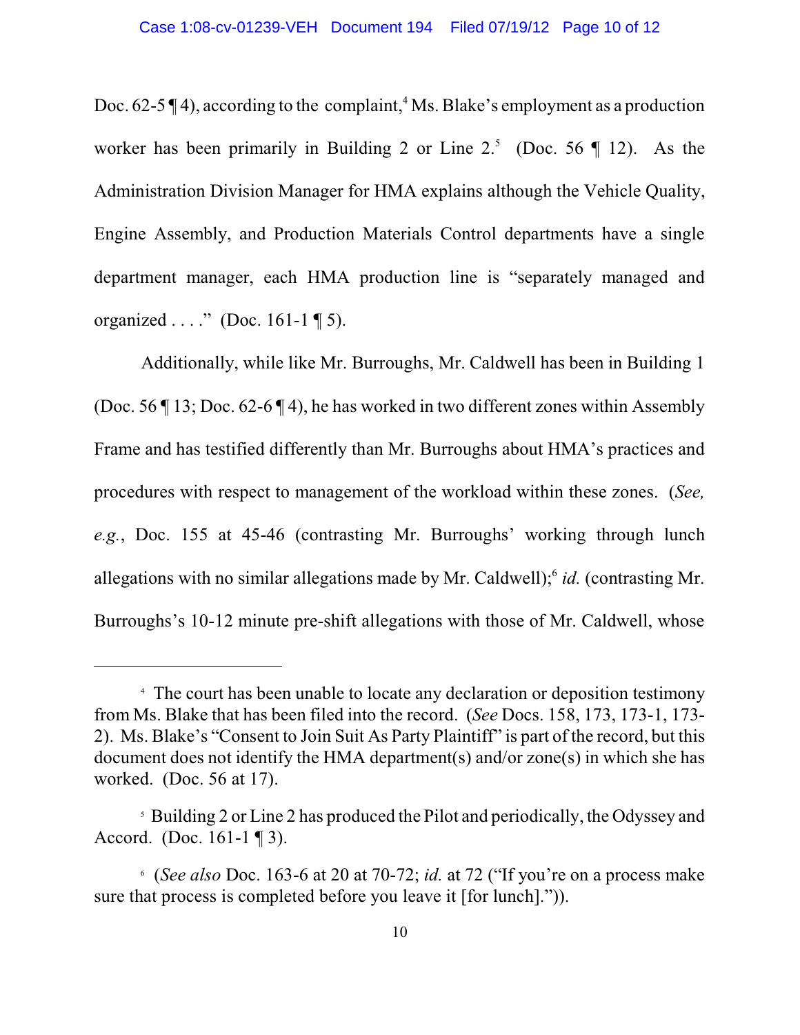Doc. 62-5 ¶ 4), according to the complaint,[4] Ms. Blake's employment as a production worker has been primarily in Building 2 or Line 2.[5] (Doc. 56 ¶ 12). As the Administration Division Manager for HMA explains although the Vehicle Quality, Engine Assembly, and Production Materials Control departments have a single department manager, each HMA production line is "separately managed and organized . . . ." (Doc. 161-1 ¶ 5).

Additionally, while like Mr. Burroughs, Mr. Caldwell has been in Building 1 (Doc. 56 ¶ 13; Doc. 62-6 ¶ 4), he has worked in two different zones within Assembly Frame and has testified differently than Mr. Burroughs about HMA's practices and procedures with respect to management of the workload within these zones. (*See, e.g.*, Doc. 155 at 45-46 (contrasting Mr. Burroughs' working through lunch allegations with no similar allegations made by Mr. Caldwell);[6] *id.* (contrasting Mr. Burroughs's 10-12 minute pre-shift allegations with those of Mr. Caldwell, whose

---

[4] The court has been unable to locate any declaration or deposition testimony from Ms. Blake that has been filed into the record. (*See* Docs. 158, 173, 173-1, 173-2). Ms. Blake's "Consent to Join Suit As Party Plaintiff" is part of the record, but this document does not identify the HMA department(s) and/or zone(s) in which she has worked. (Doc. 56 at 17).

[5] Building 2 or Line 2 has produced the Pilot and periodically, the Odyssey and Accord. (Doc. 161-1 ¶ 3).

[6] (*See also* Doc. 163-6 at 20 at 70-72; *id.* at 72 ("If you're on a process make sure that process is completed before you leave it [for lunch].")).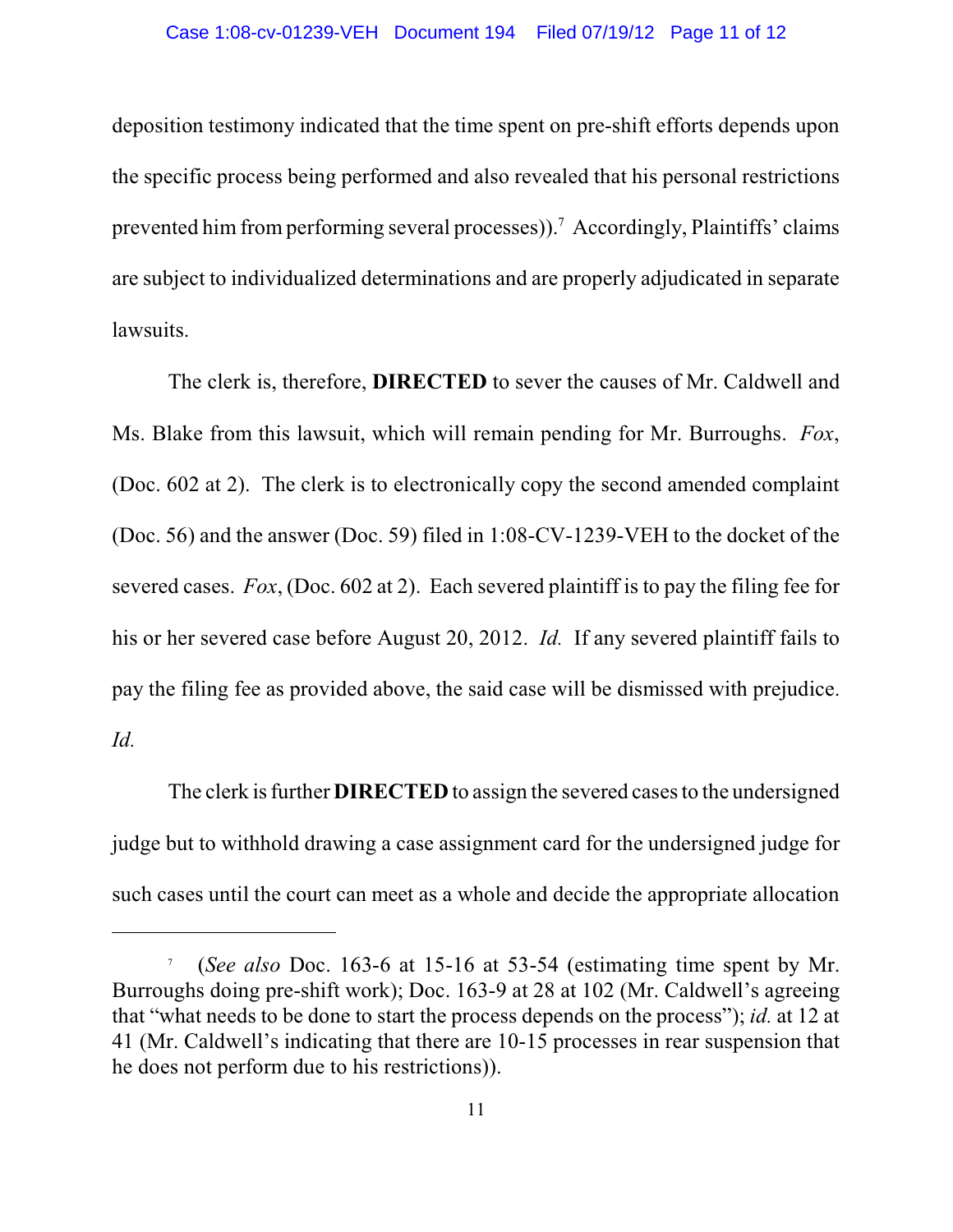deposition testimony indicated that the time spent on pre-shift efforts depends upon the specific process being performed and also revealed that his personal restrictions prevented him from performing several processes)).[7] Accordingly, Plaintiffs' claims are subject to individualized determinations and are properly adjudicated in separate lawsuits.

The clerk is, therefore, **DIRECTED** to sever the causes of Mr. Caldwell and Ms. Blake from this lawsuit, which will remain pending for Mr. Burroughs. *Fox*, (Doc. 602 at 2). The clerk is to electronically copy the second amended complaint (Doc. 56) and the answer (Doc. 59) filed in 1:08-CV-1239-VEH to the docket of the severed cases. *Fox*, (Doc. 602 at 2). Each severed plaintiff is to pay the filing fee for his or her severed case before August 20, 2012. *Id.* If any severed plaintiff fails to pay the filing fee as provided above, the said case will be dismissed with prejudice. *Id.*

The clerk is further **DIRECTED** to assign the severed cases to the undersigned judge but to withhold drawing a case assignment card for the undersigned judge for such cases until the court can meet as a whole and decide the appropriate allocation

---

[7] (*See also* Doc. 163-6 at 15-16 at 53-54 (estimating time spent by Mr. Burroughs doing pre-shift work); Doc. 163-9 at 28 at 102 (Mr. Caldwell's agreeing that "what needs to be done to start the process depends on the process"); *id.* at 12 at 41 (Mr. Caldwell's indicating that there are 10-15 processes in rear suspension that he does not perform due to his restrictions)).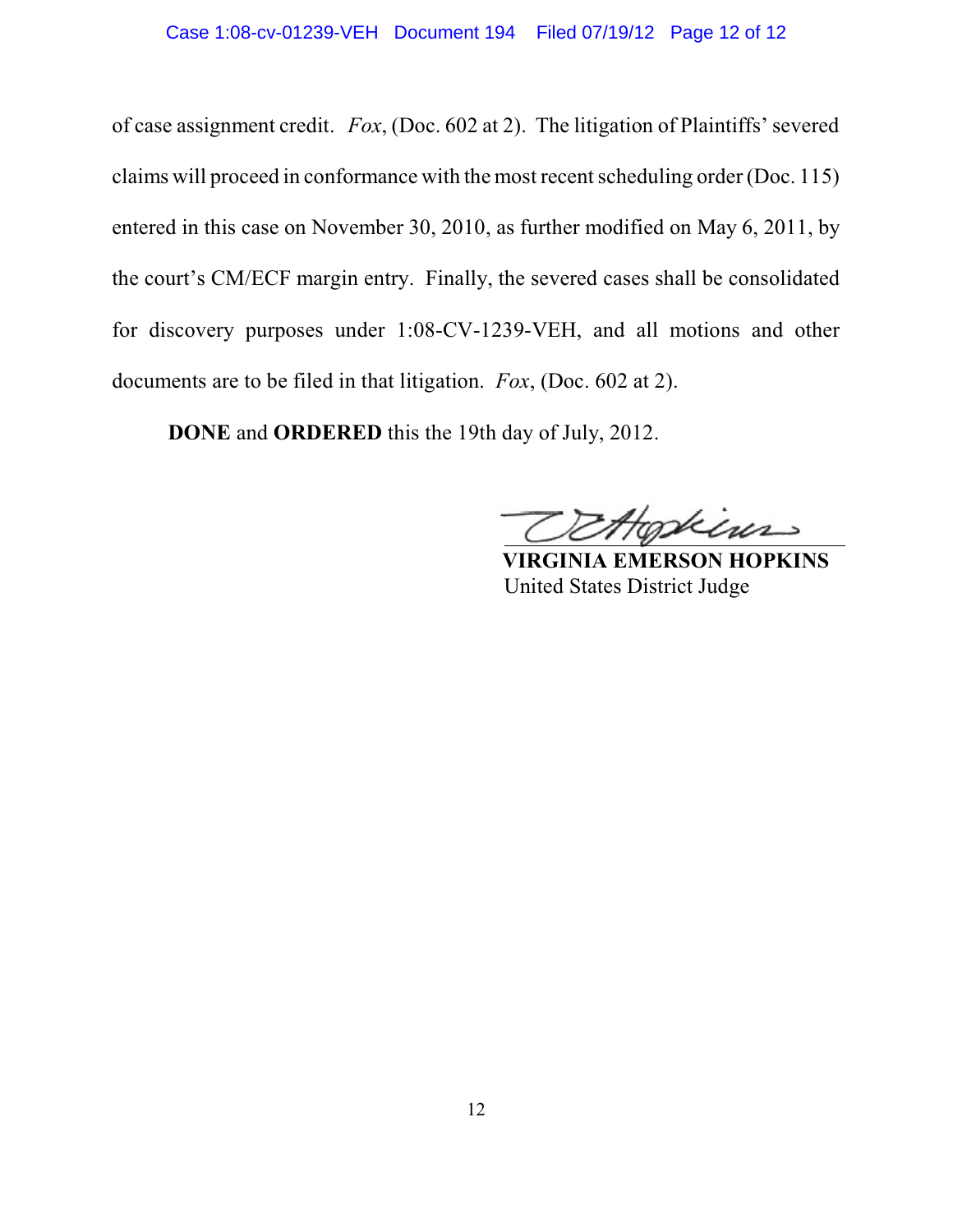of case assignment credit. *Fox*, (Doc. 602 at 2). The litigation of Plaintiffs' severed claims will proceed in conformance with the most recent scheduling order (Doc. 115) entered in this case on November 30, 2010, as further modified on May 6, 2011, by the court's CM/ECF margin entry. Finally, the severed cases shall be consolidated for discovery purposes under 1:08-CV-1239-VEH, and all motions and other documents are to be filed in that litigation. *Fox*, (Doc. 602 at 2).

**DONE** and **ORDERED** this the 19th day of July, 2012.

**VIRGINIA EMERSON HOPKINS**
United States District Judge